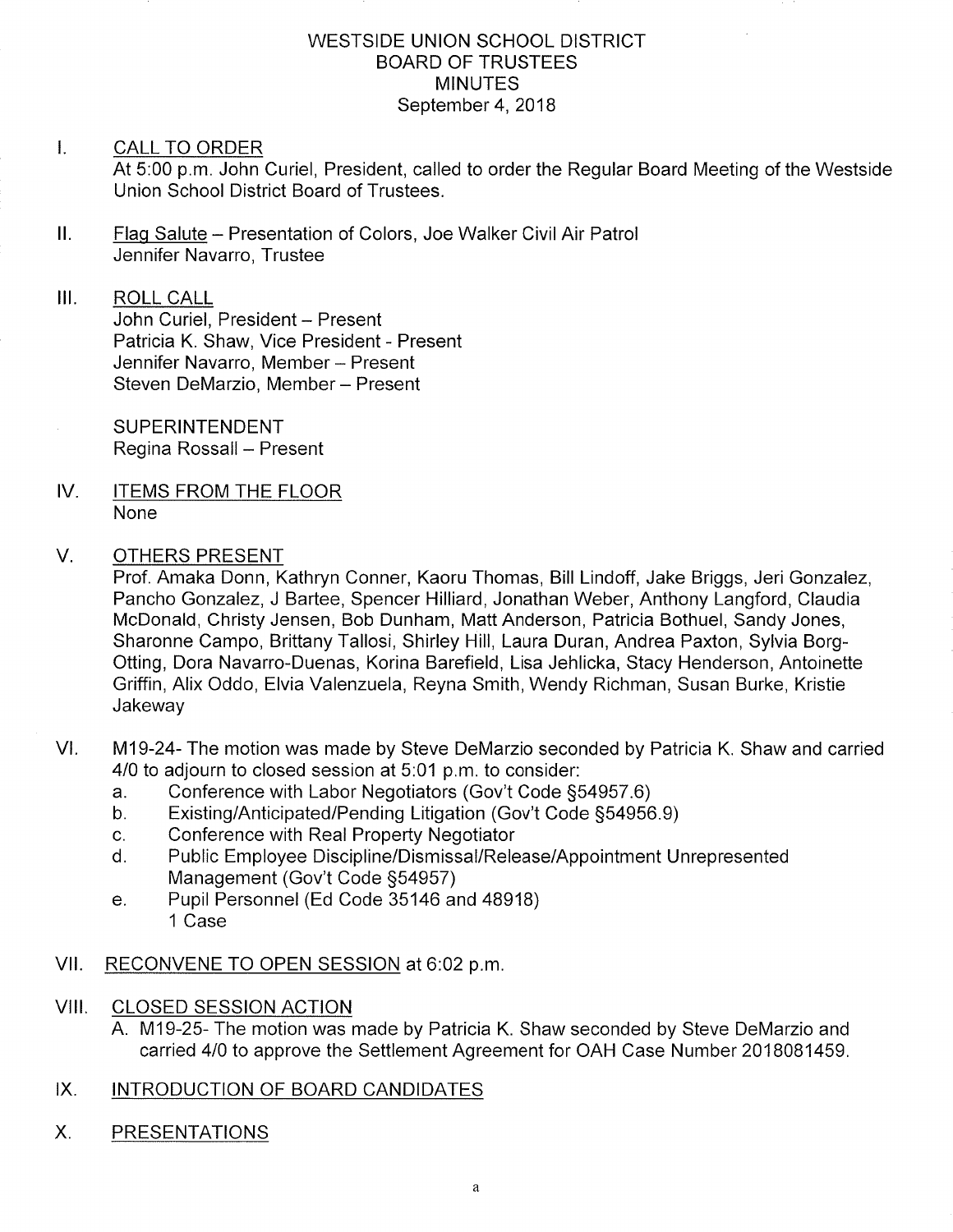# WESTSIDE UNION SCHOOL DISTRICT
# BOARD OF TRUSTEES
# MINUTES
September 4, 2018

I. <u>CALL TO ORDER</u>
At 5:00 p.m. John Curiel, President, called to order the Regular Board Meeting of the Westside Union School District Board of Trustees.

II. <u>Flag Salute</u> – Presentation of Colors, Joe Walker Civil Air Patrol
Jennifer Navarro, Trustee

III. <u>ROLL CALL</u>
John Curiel, President – Present
Patricia K. Shaw, Vice President - Present
Jennifer Navarro, Member – Present
Steven DeMarzio, Member – Present

SUPERINTENDENT
Regina Rossall – Present

IV. <u>ITEMS FROM THE FLOOR</u>
None

V. <u>OTHERS PRESENT</u>
Prof. Amaka Donn, Kathryn Conner, Kaoru Thomas, Bill Lindoff, Jake Briggs, Jeri Gonzalez, Pancho Gonzalez, J Bartee, Spencer Hilliard, Jonathan Weber, Anthony Langford, Claudia McDonald, Christy Jensen, Bob Dunham, Matt Anderson, Patricia Bothuel, Sandy Jones, Sharonne Campo, Brittany Tallosi, Shirley Hill, Laura Duran, Andrea Paxton, Sylvia Borg-Otting, Dora Navarro-Duenas, Korina Barefield, Lisa Jehlicka, Stacy Henderson, Antoinette Griffin, Alix Oddo, Elvia Valenzuela, Reyna Smith, Wendy Richman, Susan Burke, Kristie Jakeway

VI. M19-24- The motion was made by Steve DeMarzio seconded by Patricia K. Shaw and carried 4/0 to adjourn to closed session at 5:01 p.m. to consider:
   a. Conference with Labor Negotiators (Gov't Code §54957.6)
   b. Existing/Anticipated/Pending Litigation (Gov't Code §54956.9)
   c. Conference with Real Property Negotiator
   d. Public Employee Discipline/Dismissal/Release/Appointment Unrepresented Management (Gov't Code §54957)
   e. Pupil Personnel (Ed Code 35146 and 48918)
      1 Case

VII. <u>RECONVENE TO OPEN SESSION</u> at 6:02 p.m.

VIII. <u>CLOSED SESSION ACTION</u>
   A. M19-25- The motion was made by Patricia K. Shaw seconded by Steve DeMarzio and carried 4/0 to approve the Settlement Agreement for OAH Case Number 2018081459.

IX. <u>INTRODUCTION OF BOARD CANDIDATES</u>

X. <u>PRESENTATIONS</u>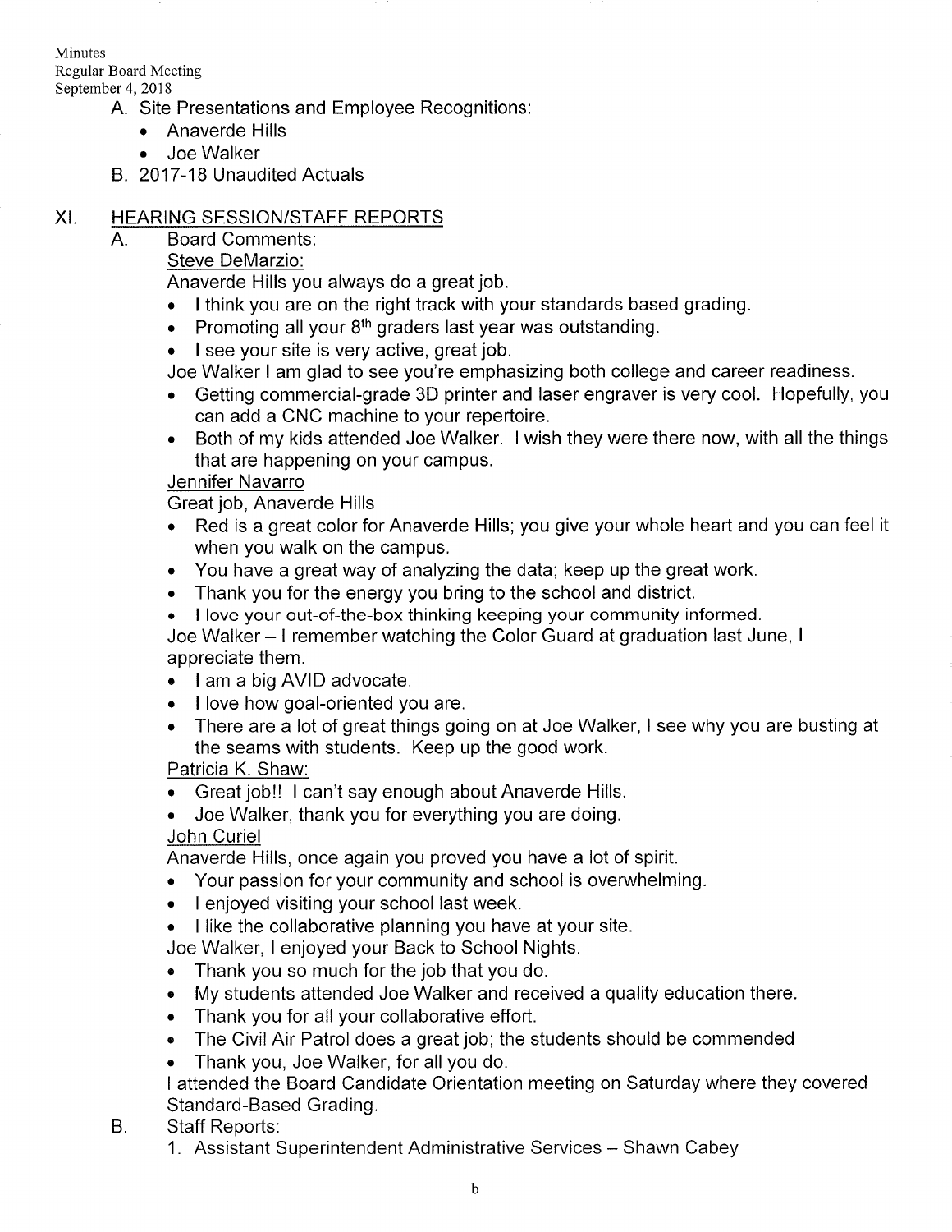A. Site Presentations and Employee Recognitions:
   - Anaverde Hills
   - Joe Walker

B. 2017-18 Unaudited Actuals

## XI. HEARING SESSION/STAFF REPORTS

A. Board Comments:

<u>Steve DeMarzio:</u>

Anaverde Hills you always do a great job.

- I think you are on the right track with your standards based grading.
- Promoting all your 8th graders last year was outstanding.
- I see your site is very active, great job.

Joe Walker I am glad to see you're emphasizing both college and career readiness.

- Getting commercial-grade 3D printer and laser engraver is very cool. Hopefully, you can add a CNC machine to your repertoire.
- Both of my kids attended Joe Walker. I wish they were there now, with all the things that are happening on your campus.

<u>Jennifer Navarro</u>

Great job, Anaverde Hills

- Red is a great color for Anaverde Hills; you give your whole heart and you can feel it when you walk on the campus.
- You have a great way of analyzing the data; keep up the great work.
- Thank you for the energy you bring to the school and district.
- I love your out-of-the-box thinking keeping your community informed.

Joe Walker – I remember watching the Color Guard at graduation last June, I appreciate them.

- I am a big AVID advocate.
- I love how goal-oriented you are.
- There are a lot of great things going on at Joe Walker, I see why you are busting at the seams with students. Keep up the good work.

<u>Patricia K. Shaw:</u>

- Great job!! I can't say enough about Anaverde Hills.
- Joe Walker, thank you for everything you are doing.

<u>John Curiel</u>

Anaverde Hills, once again you proved you have a lot of spirit.

- Your passion for your community and school is overwhelming.
- I enjoyed visiting your school last week.
- I like the collaborative planning you have at your site.

Joe Walker, I enjoyed your Back to School Nights.

- Thank you so much for the job that you do.
- My students attended Joe Walker and received a quality education there.
- Thank you for all your collaborative effort.
- The Civil Air Patrol does a great job; the students should be commended
- Thank you, Joe Walker, for all you do.

I attended the Board Candidate Orientation meeting on Saturday where they covered Standard-Based Grading.

B. Staff Reports:

1. Assistant Superintendent Administrative Services – Shawn Cabey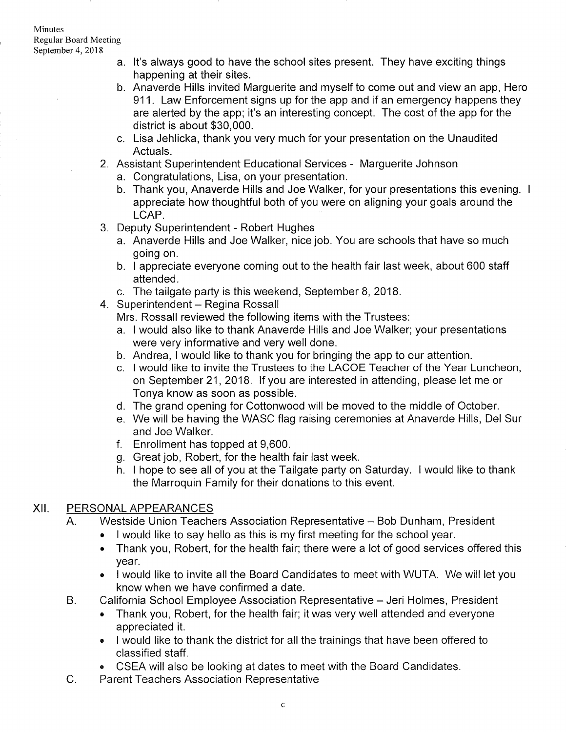a. It's always good to have the school sites present. They have exciting things happening at their sites.
   b. Anaverde Hills invited Marguerite and myself to come out and view an app, Hero 911. Law Enforcement signs up for the app and if an emergency happens they are alerted by the app; it's an interesting concept. The cost of the app for the district is about $30,000.
   c. Lisa Jehlicka, thank you very much for your presentation on the Unaudited Actuals.

2. Assistant Superintendent Educational Services - Marguerite Johnson
   a. Congratulations, Lisa, on your presentation.
   b. Thank you, Anaverde Hills and Joe Walker, for your presentations this evening. I appreciate how thoughtful both of you were on aligning your goals around the LCAP.

3. Deputy Superintendent - Robert Hughes
   a. Anaverde Hills and Joe Walker, nice job. You are schools that have so much going on.
   b. I appreciate everyone coming out to the health fair last week, about 600 staff attended.
   c. The tailgate party is this weekend, September 8, 2018.

4. Superintendent – Regina Rossall

   Mrs. Rossall reviewed the following items with the Trustees:
   a. I would also like to thank Anaverde Hills and Joe Walker; your presentations were very informative and very well done.
   b. Andrea, I would like to thank you for bringing the app to our attention.
   c. I would like to invite the Trustees to the LACOE Teacher of the Year Luncheon, on September 21, 2018. If you are interested in attending, please let me or Tonya know as soon as possible.
   d. The grand opening for Cottonwood will be moved to the middle of October.
   e. We will be having the WASC flag raising ceremonies at Anaverde Hills, Del Sur and Joe Walker.
   f. Enrollment has topped at 9,600.
   g. Great job, Robert, for the health fair last week.
   h. I hope to see all of you at the Tailgate party on Saturday. I would like to thank the Marroquin Family for their donations to this event.

## XII. PERSONAL APPEARANCES

A. Westside Union Teachers Association Representative – Bob Dunham, President
   - I would like to say hello as this is my first meeting for the school year.
   - Thank you, Robert, for the health fair; there were a lot of good services offered this year.
   - I would like to invite all the Board Candidates to meet with WUTA. We will let you know when we have confirmed a date.

B. California School Employee Association Representative – Jeri Holmes, President
   - Thank you, Robert, for the health fair; it was very well attended and everyone appreciated it.
   - I would like to thank the district for all the trainings that have been offered to classified staff.
   - CSEA will also be looking at dates to meet with the Board Candidates.

C. Parent Teachers Association Representative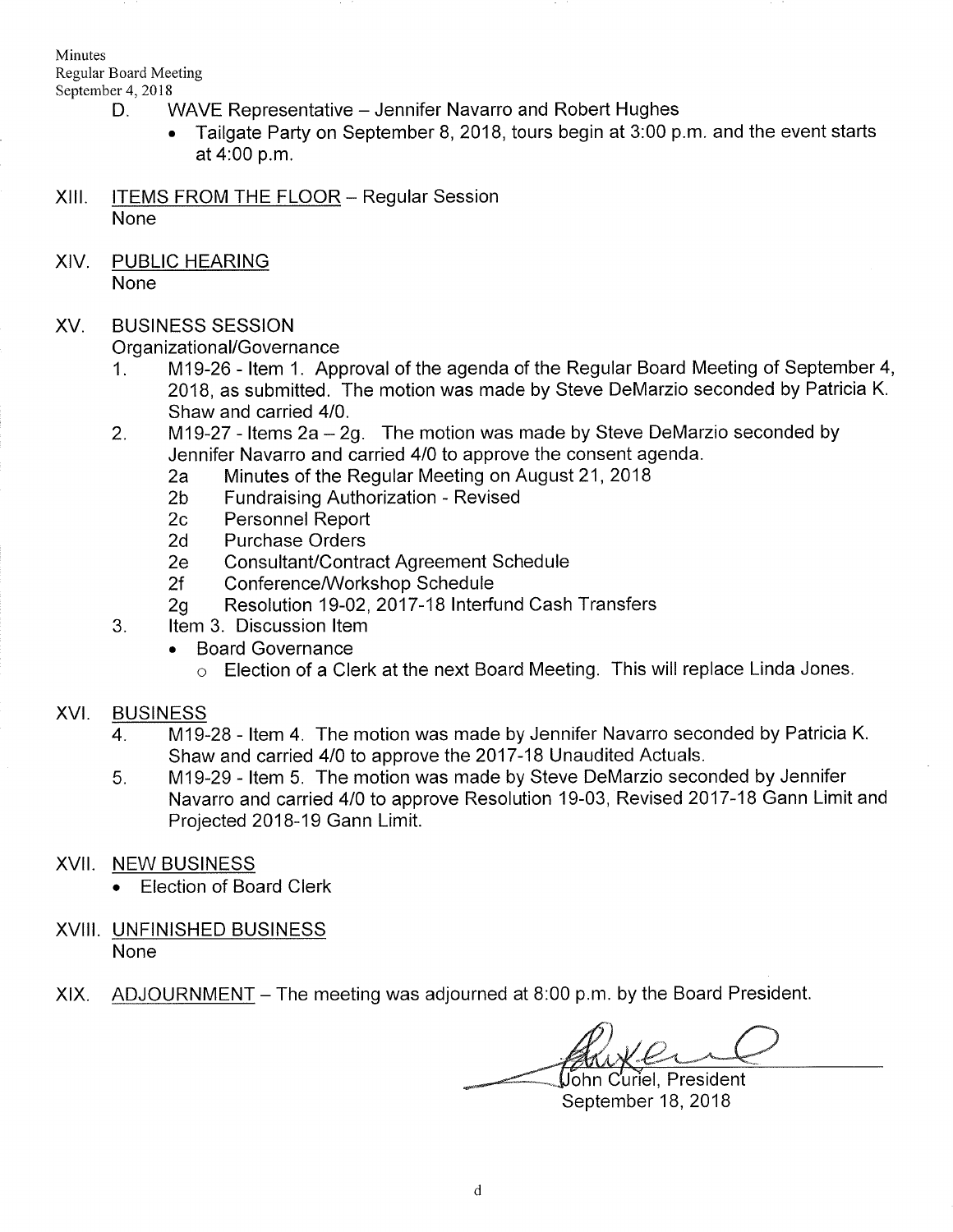D. WAVE Representative – Jennifer Navarro and Robert Hughes
- Tailgate Party on September 8, 2018, tours begin at 3:00 p.m. and the event starts at 4:00 p.m.

XIII. ITEMS FROM THE FLOOR – Regular Session
None

XIV. PUBLIC HEARING
None

XV. BUSINESS SESSION
Organizational/Governance

1. M19-26 - Item 1. Approval of the agenda of the Regular Board Meeting of September 4, 2018, as submitted. The motion was made by Steve DeMarzio seconded by Patricia K. Shaw and carried 4/0.
2. M19-27 - Items 2a – 2g. The motion was made by Steve DeMarzio seconded by Jennifer Navarro and carried 4/0 to approve the consent agenda.
   - 2a Minutes of the Regular Meeting on August 21, 2018
   - 2b Fundraising Authorization - Revised
   - 2c Personnel Report
   - 2d Purchase Orders
   - 2e Consultant/Contract Agreement Schedule
   - 2f Conference/Workshop Schedule
   - 2g Resolution 19-02, 2017-18 Interfund Cash Transfers
3. Item 3. Discussion Item
   - Board Governance
     - Election of a Clerk at the next Board Meeting. This will replace Linda Jones.

XVI. BUSINESS

4. M19-28 - Item 4. The motion was made by Jennifer Navarro seconded by Patricia K. Shaw and carried 4/0 to approve the 2017-18 Unaudited Actuals.
5. M19-29 - Item 5. The motion was made by Steve DeMarzio seconded by Jennifer Navarro and carried 4/0 to approve Resolution 19-03, Revised 2017-18 Gann Limit and Projected 2018-19 Gann Limit.

XVII. NEW BUSINESS
- Election of Board Clerk

XVIII. UNFINISHED BUSINESS
None

XIX. ADJOURNMENT – The meeting was adjourned at 8:00 p.m. by the Board President.

John Curiel, President
September 18, 2018